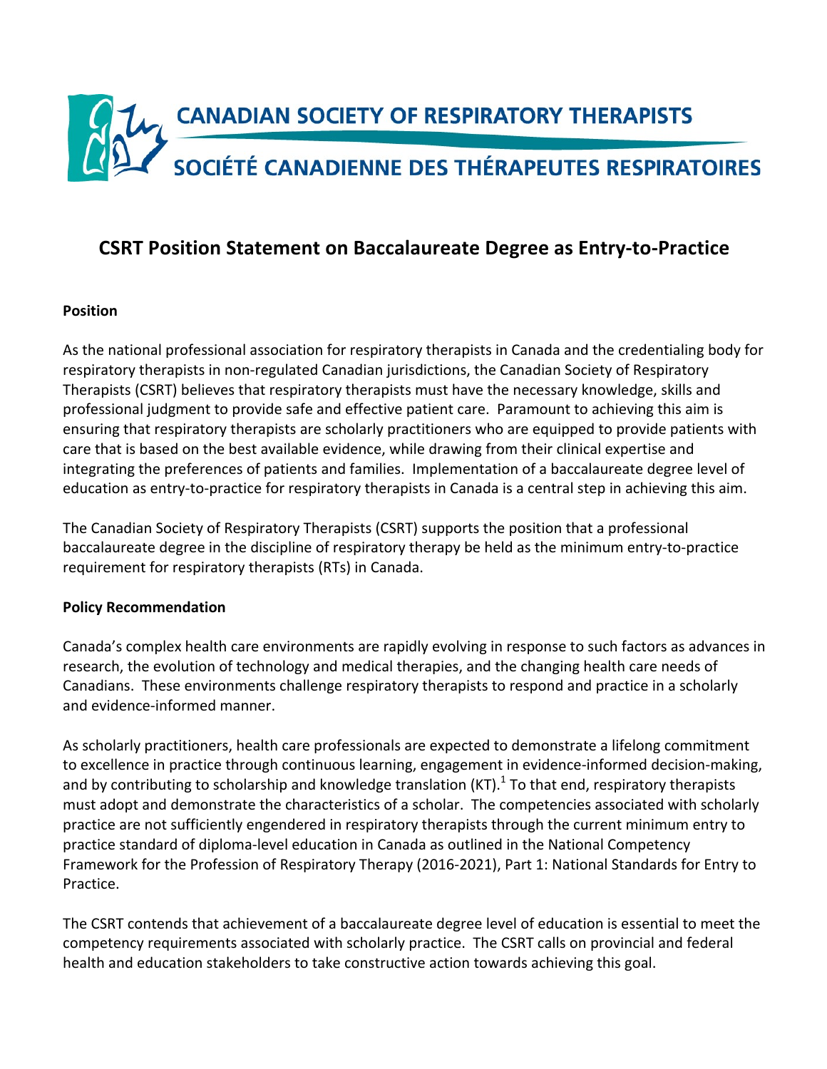CANADIAN SOCIETY OF RESPIRATORY THERAPISTS

SOCIÉTÉ CANADIENNE DES THÉRAPEUTES RESPIRATOIRES

# CSRT Position Statement on Baccalaureate Degree as Entry-to-Practice

**Position**

As the national professional association for respiratory therapists in Canada and the credentialing body for respiratory therapists in non-regulated Canadian jurisdictions, the Canadian Society of Respiratory Therapists (CSRT) believes that respiratory therapists must have the necessary knowledge, skills and professional judgment to provide safe and effective patient care. Paramount to achieving this aim is ensuring that respiratory therapists are scholarly practitioners who are equipped to provide patients with care that is based on the best available evidence, while drawing from their clinical expertise and integrating the preferences of patients and families. Implementation of a baccalaureate degree level of education as entry-to-practice for respiratory therapists in Canada is a central step in achieving this aim.

The Canadian Society of Respiratory Therapists (CSRT) supports the position that a professional baccalaureate degree in the discipline of respiratory therapy be held as the minimum entry-to-practice requirement for respiratory therapists (RTs) in Canada.

**Policy Recommendation**

Canada's complex health care environments are rapidly evolving in response to such factors as advances in research, the evolution of technology and medical therapies, and the changing health care needs of Canadians. These environments challenge respiratory therapists to respond and practice in a scholarly and evidence-informed manner.

As scholarly practitioners, health care professionals are expected to demonstrate a lifelong commitment to excellence in practice through continuous learning, engagement in evidence-informed decision-making, and by contributing to scholarship and knowledge translation (KT).[1] To that end, respiratory therapists must adopt and demonstrate the characteristics of a scholar. The competencies associated with scholarly practice are not sufficiently engendered in respiratory therapists through the current minimum entry to practice standard of diploma-level education in Canada as outlined in the National Competency Framework for the Profession of Respiratory Therapy (2016-2021), Part 1: National Standards for Entry to Practice.

The CSRT contends that achievement of a baccalaureate degree level of education is essential to meet the competency requirements associated with scholarly practice. The CSRT calls on provincial and federal health and education stakeholders to take constructive action towards achieving this goal.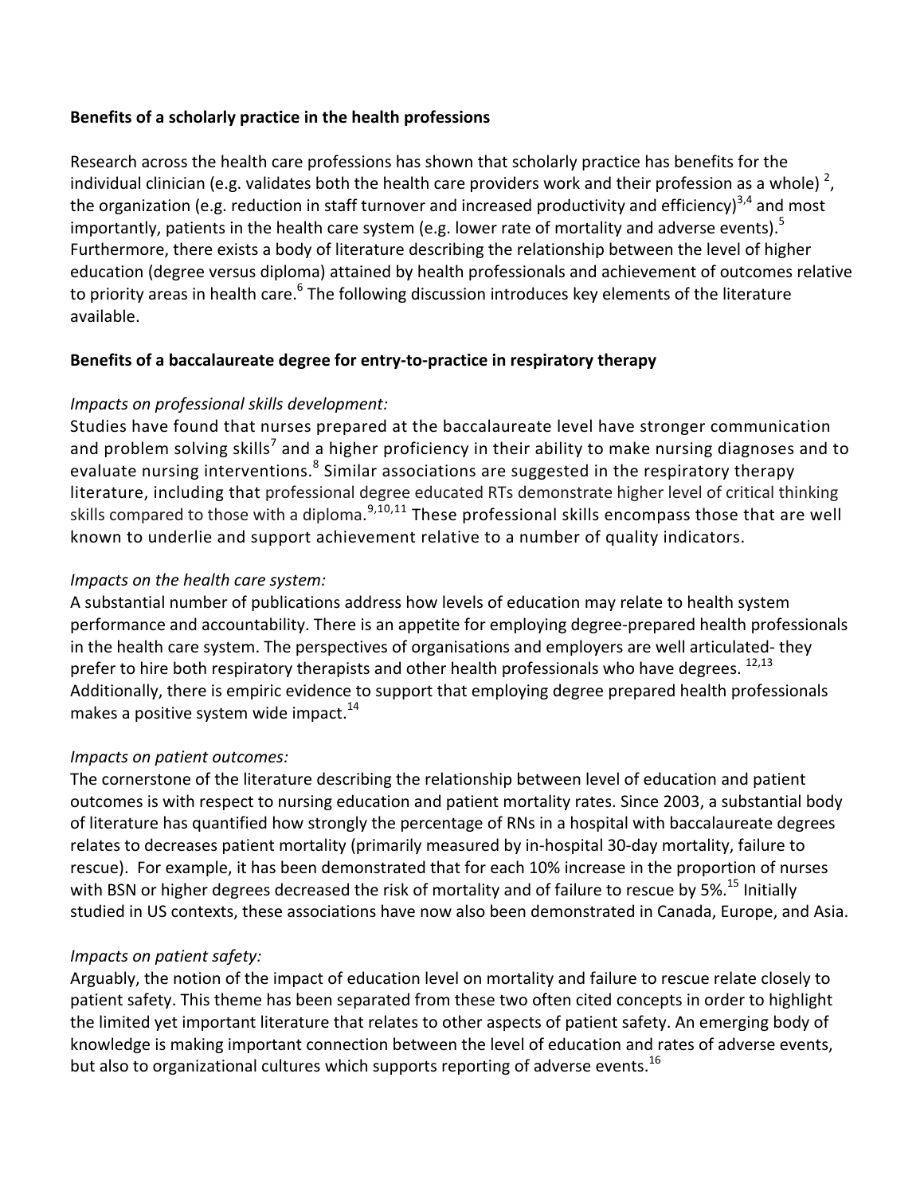**Benefits of a scholarly practice in the health professions**

Research across the health care professions has shown that scholarly practice has benefits for the individual clinician (e.g. validates both the health care providers work and their profession as a whole) [2], the organization (e.g. reduction in staff turnover and increased productivity and efficiency)[3,4] and most importantly, patients in the health care system (e.g. lower rate of mortality and adverse events).[5] Furthermore, there exists a body of literature describing the relationship between the level of higher education (degree versus diploma) attained by health professionals and achievement of outcomes relative to priority areas in health care.[6] The following discussion introduces key elements of the literature available.

**Benefits of a baccalaureate degree for entry-to-practice in respiratory therapy**

*Impacts on professional skills development:*

Studies have found that nurses prepared at the baccalaureate level have stronger communication and problem solving skills[7] and a higher proficiency in their ability to make nursing diagnoses and to evaluate nursing interventions.[8] Similar associations are suggested in the respiratory therapy literature, including that professional degree educated RTs demonstrate higher level of critical thinking skills compared to those with a diploma.[9,10,11] These professional skills encompass those that are well known to underlie and support achievement relative to a number of quality indicators.

*Impacts on the health care system:*

A substantial number of publications address how levels of education may relate to health system performance and accountability. There is an appetite for employing degree-prepared health professionals in the health care system. The perspectives of organisations and employers are well articulated- they prefer to hire both respiratory therapists and other health professionals who have degrees. [12,13] Additionally, there is empiric evidence to support that employing degree prepared health professionals makes a positive system wide impact.[14]

*Impacts on patient outcomes:*

The cornerstone of the literature describing the relationship between level of education and patient outcomes is with respect to nursing education and patient mortality rates. Since 2003, a substantial body of literature has quantified how strongly the percentage of RNs in a hospital with baccalaureate degrees relates to decreases patient mortality (primarily measured by in-hospital 30-day mortality, failure to rescue). For example, it has been demonstrated that for each 10% increase in the proportion of nurses with BSN or higher degrees decreased the risk of mortality and of failure to rescue by 5%.[15] Initially studied in US contexts, these associations have now also been demonstrated in Canada, Europe, and Asia.

*Impacts on patient safety:*

Arguably, the notion of the impact of education level on mortality and failure to rescue relate closely to patient safety. This theme has been separated from these two often cited concepts in order to highlight the limited yet important literature that relates to other aspects of patient safety. An emerging body of knowledge is making important connection between the level of education and rates of adverse events, but also to organizational cultures which supports reporting of adverse events.[16]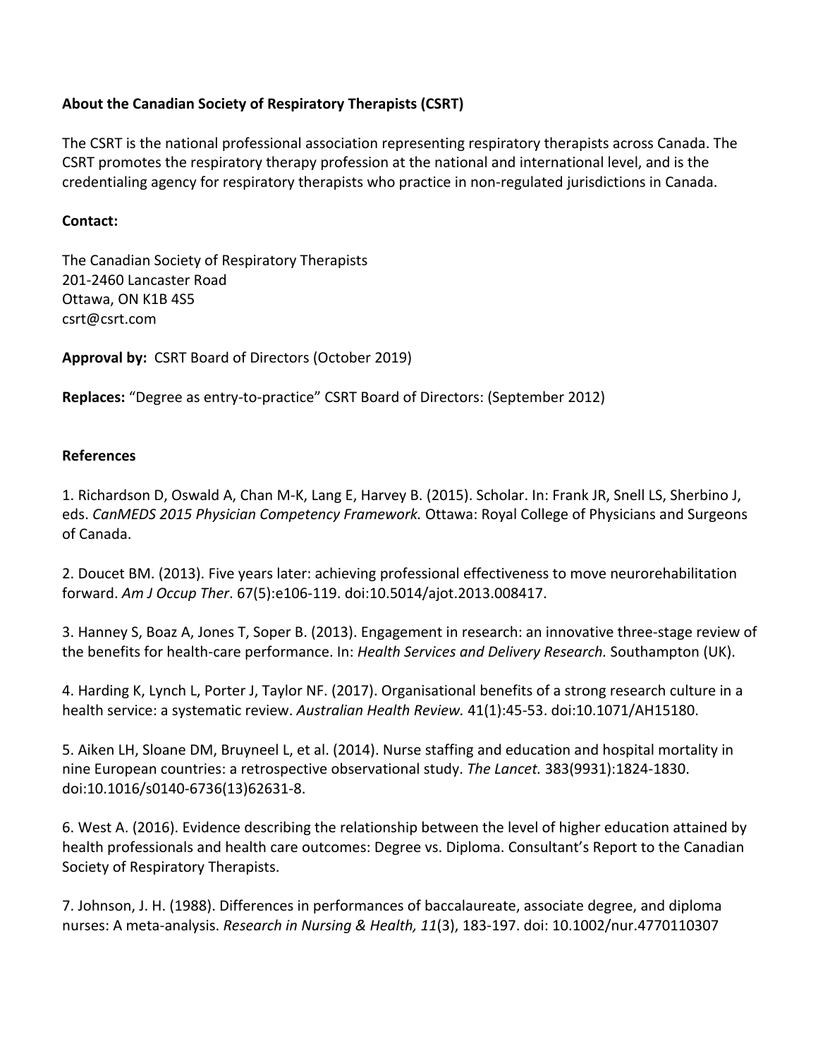**About the Canadian Society of Respiratory Therapists (CSRT)**

The CSRT is the national professional association representing respiratory therapists across Canada. The CSRT promotes the respiratory therapy profession at the national and international level, and is the credentialing agency for respiratory therapists who practice in non-regulated jurisdictions in Canada.

**Contact:**

The Canadian Society of Respiratory Therapists
201-2460 Lancaster Road
Ottawa, ON K1B 4S5
csrt@csrt.com

**Approval by:** CSRT Board of Directors (October 2019)

**Replaces:** "Degree as entry-to-practice" CSRT Board of Directors: (September 2012)

**References**

1. Richardson D, Oswald A, Chan M-K, Lang E, Harvey B. (2015). Scholar. In: Frank JR, Snell LS, Sherbino J, eds. *CanMEDS 2015 Physician Competency Framework.* Ottawa: Royal College of Physicians and Surgeons of Canada.

2. Doucet BM. (2013). Five years later: achieving professional effectiveness to move neurorehabilitation forward. *Am J Occup Ther*. 67(5):e106-119. doi:10.5014/ajot.2013.008417.

3. Hanney S, Boaz A, Jones T, Soper B. (2013). Engagement in research: an innovative three-stage review of the benefits for health-care performance. In: *Health Services and Delivery Research.* Southampton (UK).

4. Harding K, Lynch L, Porter J, Taylor NF. (2017). Organisational benefits of a strong research culture in a health service: a systematic review. *Australian Health Review.* 41(1):45-53. doi:10.1071/AH15180.

5. Aiken LH, Sloane DM, Bruyneel L, et al. (2014). Nurse staffing and education and hospital mortality in nine European countries: a retrospective observational study. *The Lancet.* 383(9931):1824-1830. doi:10.1016/s0140-6736(13)62631-8.

6. West A. (2016). Evidence describing the relationship between the level of higher education attained by health professionals and health care outcomes: Degree vs. Diploma. Consultant's Report to the Canadian Society of Respiratory Therapists.

7. Johnson, J. H. (1988). Differences in performances of baccalaureate, associate degree, and diploma nurses: A meta-analysis. *Research in Nursing & Health, 11*(3), 183-197. doi: 10.1002/nur.4770110307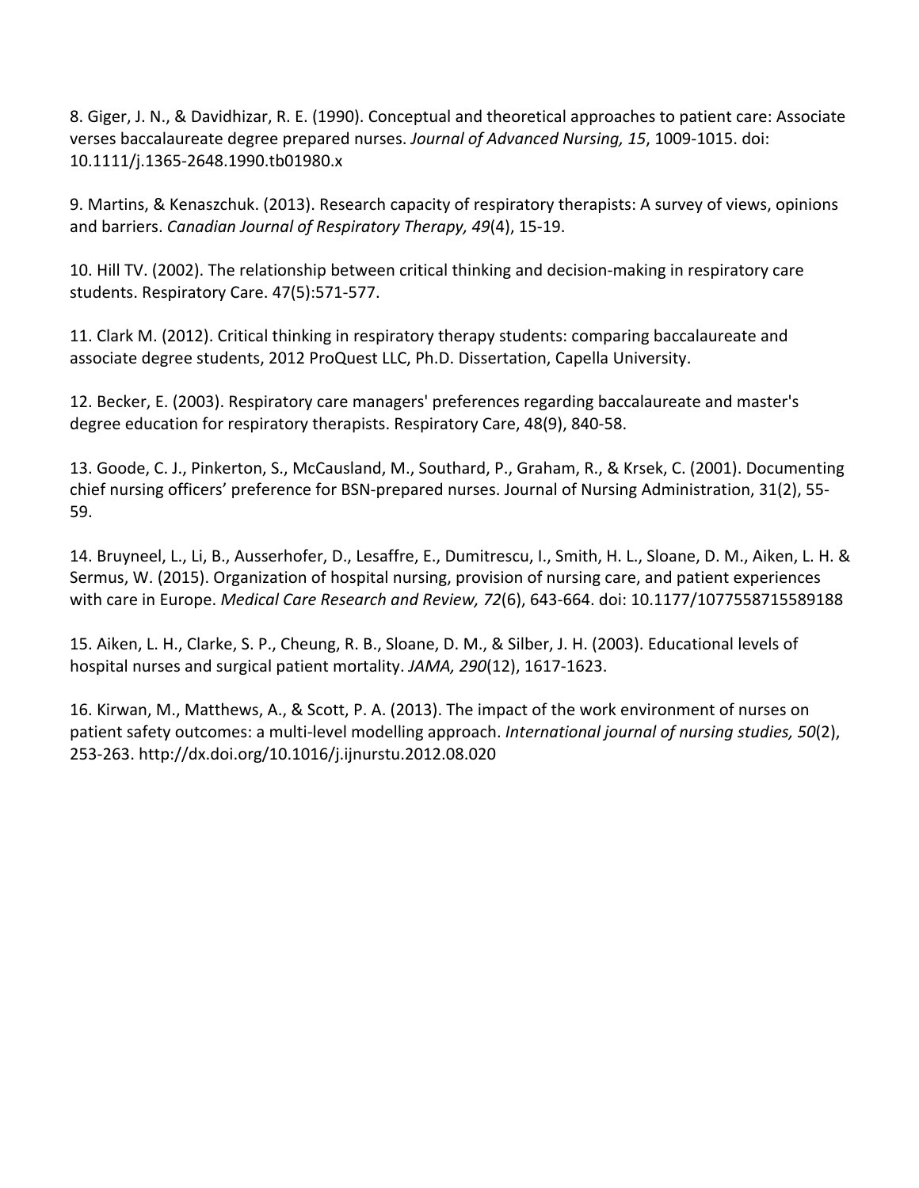8. Giger, J. N., & Davidhizar, R. E. (1990). Conceptual and theoretical approaches to patient care: Associate verses baccalaureate degree prepared nurses. *Journal of Advanced Nursing, 15*, 1009-1015. doi: 10.1111/j.1365-2648.1990.tb01980.x

9. Martins, & Kenaszchuk. (2013). Research capacity of respiratory therapists: A survey of views, opinions and barriers. *Canadian Journal of Respiratory Therapy, 49*(4), 15-19.

10. Hill TV. (2002). The relationship between critical thinking and decision-making in respiratory care students. Respiratory Care. 47(5):571-577.

11. Clark M. (2012). Critical thinking in respiratory therapy students: comparing baccalaureate and associate degree students, 2012 ProQuest LLC, Ph.D. Dissertation, Capella University.

12. Becker, E. (2003). Respiratory care managers' preferences regarding baccalaureate and master's degree education for respiratory therapists. Respiratory Care, 48(9), 840-58.

13. Goode, C. J., Pinkerton, S., McCausland, M., Southard, P., Graham, R., & Krsek, C. (2001). Documenting chief nursing officers' preference for BSN-prepared nurses. Journal of Nursing Administration, 31(2), 55-59.

14. Bruyneel, L., Li, B., Ausserhofer, D., Lesaffre, E., Dumitrescu, I., Smith, H. L., Sloane, D. M., Aiken, L. H. & Sermus, W. (2015). Organization of hospital nursing, provision of nursing care, and patient experiences with care in Europe. *Medical Care Research and Review, 72*(6), 643-664. doi: 10.1177/1077558715589188

15. Aiken, L. H., Clarke, S. P., Cheung, R. B., Sloane, D. M., & Silber, J. H. (2003). Educational levels of hospital nurses and surgical patient mortality. *JAMA, 290*(12), 1617-1623.

16. Kirwan, M., Matthews, A., & Scott, P. A. (2013). The impact of the work environment of nurses on patient safety outcomes: a multi-level modelling approach. *International journal of nursing studies, 50*(2), 253-263. http://dx.doi.org/10.1016/j.ijnurstu.2012.08.020